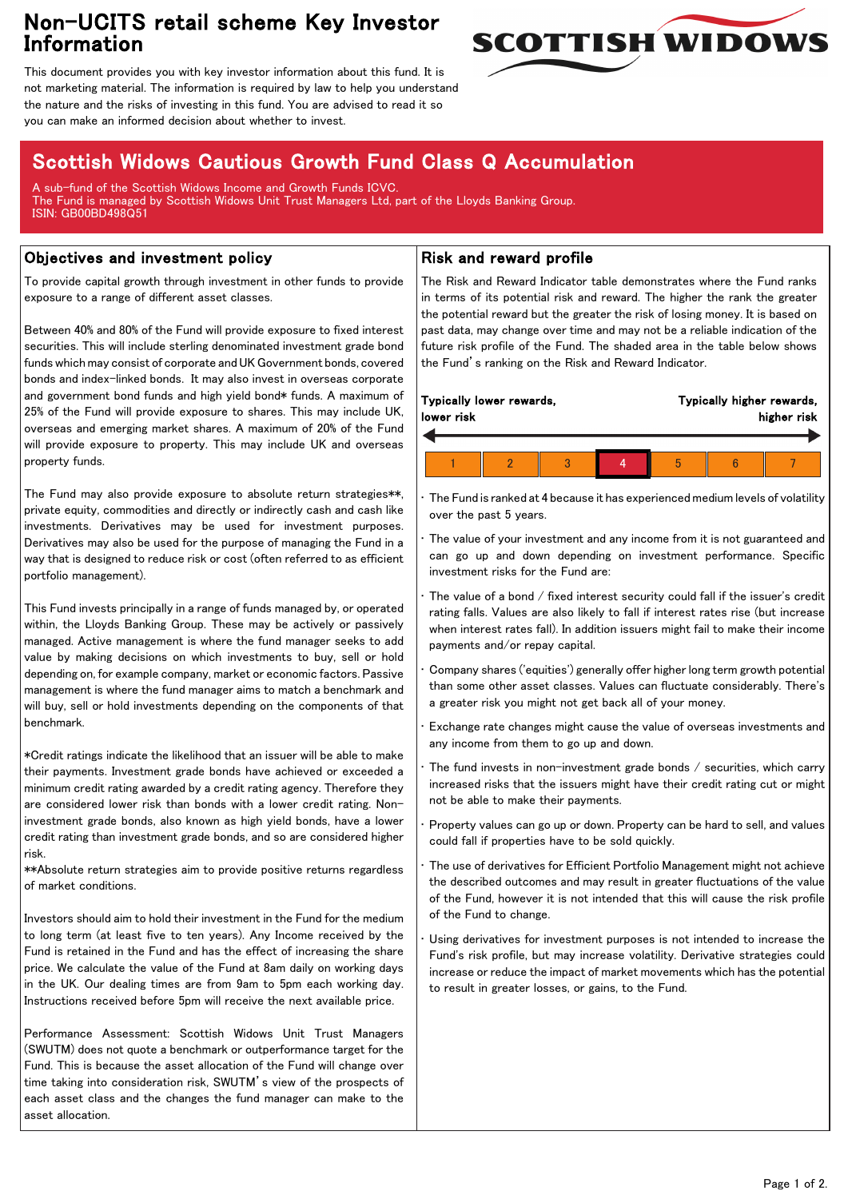# Non-UCITS retail scheme Key Investor Information

This document provides you with key investor information about this fund. It is not marketing material. The information is required by law to help you understand the nature and the risks of investing in this fund. You are advised to read it so you can make an informed decision about whether to invest.

## Scottish Widows Cautious Growth Fund Class Q Accumulation

A sub-fund of the Scottish Widows Income and Growth Funds ICVC.
The Fund is managed by Scottish Widows Unit Trust Managers Ltd, part of the Lloyds Banking Group.
ISIN: GB00BD498Q51

## Objectives and investment policy

To provide capital growth through investment in other funds to provide exposure to a range of different asset classes.

Between 40% and 80% of the Fund will provide exposure to fixed interest securities. This will include sterling denominated investment grade bond funds which may consist of corporate and UK Government bonds, covered bonds and index-linked bonds. It may also invest in overseas corporate and government bond funds and high yield bond* funds. A maximum of 25% of the Fund will provide exposure to shares. This may include UK, overseas and emerging market shares. A maximum of 20% of the Fund will provide exposure to property. This may include UK and overseas property funds.

The Fund may also provide exposure to absolute return strategies**, private equity, commodities and directly or indirectly cash and cash like investments. Derivatives may be used for investment purposes. Derivatives may also be used for the purpose of managing the Fund in a way that is designed to reduce risk or cost (often referred to as efficient portfolio management).

This Fund invests principally in a range of funds managed by, or operated within, the Lloyds Banking Group. These may be actively or passively managed. Active management is where the fund manager seeks to add value by making decisions on which investments to buy, sell or hold depending on, for example company, market or economic factors. Passive management is where the fund manager aims to match a benchmark and will buy, sell or hold investments depending on the components of that benchmark.

*Credit ratings indicate the likelihood that an issuer will be able to make their payments. Investment grade bonds have achieved or exceeded a minimum credit rating awarded by a credit rating agency. Therefore they are considered lower risk than bonds with a lower credit rating. Non-investment grade bonds, also known as high yield bonds, have a lower credit rating than investment grade bonds, and so are considered higher risk.

**Absolute return strategies aim to provide positive returns regardless of market conditions.

Investors should aim to hold their investment in the Fund for the medium to long term (at least five to ten years). Any Income received by the Fund is retained in the Fund and has the effect of increasing the share price. We calculate the value of the Fund at 8am daily on working days in the UK. Our dealing times are from 9am to 5pm each working day. Instructions received before 5pm will receive the next available price.

Performance Assessment: Scottish Widows Unit Trust Managers (SWUTM) does not quote a benchmark or outperformance target for the Fund. This is because the asset allocation of the Fund will change over time taking into consideration risk, SWUTM's view of the prospects of each asset class and the changes the fund manager can make to the asset allocation.

## Risk and reward profile

The Risk and Reward Indicator table demonstrates where the Fund ranks in terms of its potential risk and reward. The higher the rank the greater the potential reward but the greater the risk of losing money. It is based on past data, may change over time and may not be a reliable indication of the future risk profile of the Fund. The shaded area in the table below shows the Fund's ranking on the Risk and Reward Indicator.

**Typically lower rewards, lower risk** ← → **Typically higher rewards, higher risk**

| 1 | 2 | 3 | **4** | 5 | 6 | 7 |
|---|---|---|---|---|---|---|

- The Fund is ranked at 4 because it has experienced medium levels of volatility over the past 5 years.
- The value of your investment and any income from it is not guaranteed and can go up and down depending on investment performance. Specific investment risks for the Fund are:
- The value of a bond / fixed interest security could fall if the issuer's credit rating falls. Values are also likely to fall if interest rates rise (but increase when interest rates fall). In addition issuers might fail to make their income payments and/or repay capital.
- Company shares ('equities') generally offer higher long term growth potential than some other asset classes. Values can fluctuate considerably. There's a greater risk you might not get back all of your money.
- Exchange rate changes might cause the value of overseas investments and any income from them to go up and down.
- The fund invests in non-investment grade bonds / securities, which carry increased risks that the issuers might have their credit rating cut or might not be able to make their payments.
- Property values can go up or down. Property can be hard to sell, and values could fall if properties have to be sold quickly.
- The use of derivatives for Efficient Portfolio Management might not achieve the described outcomes and may result in greater fluctuations of the value of the Fund, however it is not intended that this will cause the risk profile of the Fund to change.
- Using derivatives for investment purposes is not intended to increase the Fund's risk profile, but may increase volatility. Derivative strategies could increase or reduce the impact of market movements which has the potential to result in greater losses, or gains, to the Fund.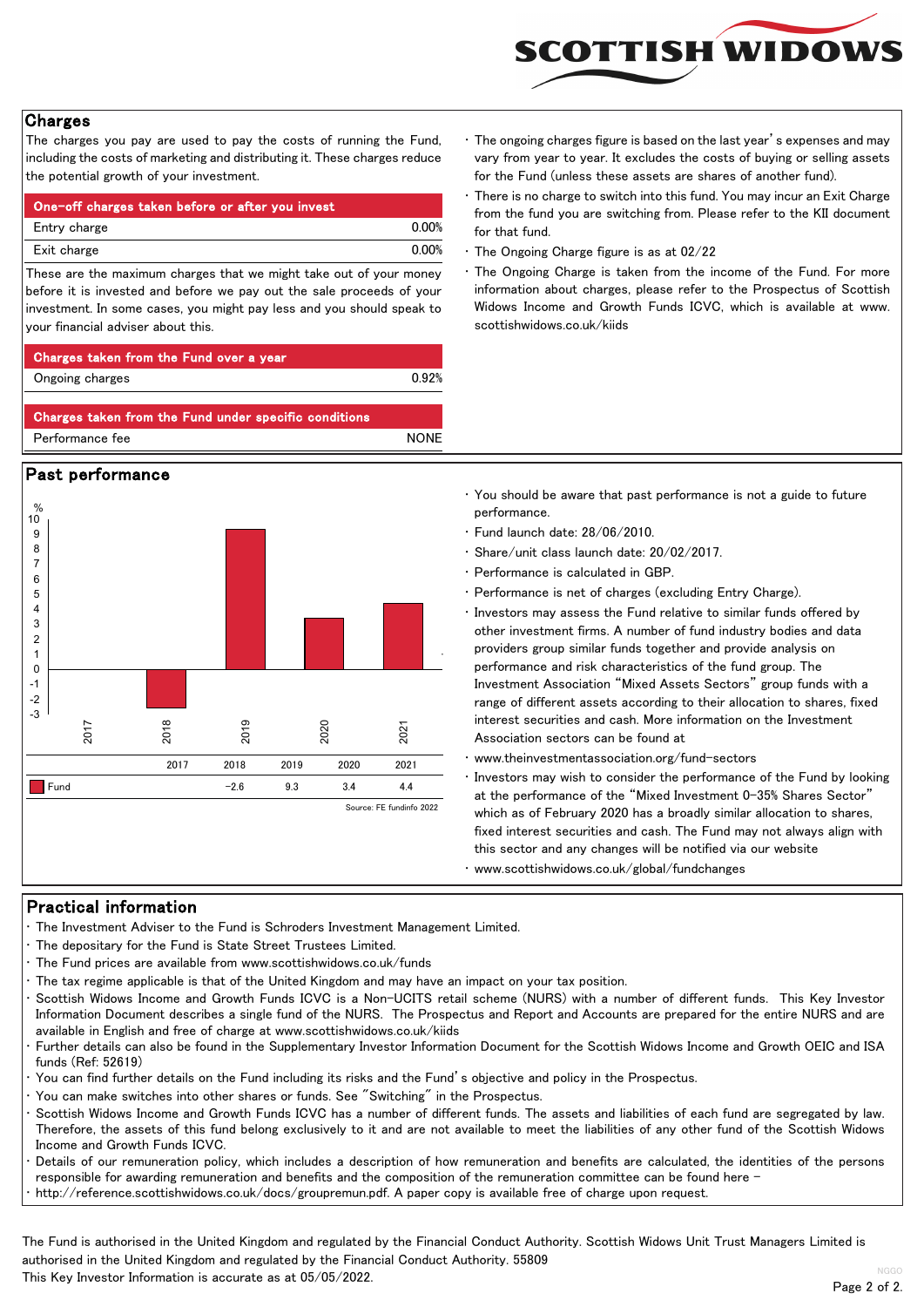## Charges

The charges you pay are used to pay the costs of running the Fund, including the costs of marketing and distributing it. These charges reduce the potential growth of your investment.

| One-off charges taken before or after you invest | |
|---|---|
| Entry charge | 0.00% |
| Exit charge | 0.00% |

These are the maximum charges that we might take out of your money before it is invested and before we pay out the sale proceeds of your investment. In some cases, you might pay less and you should speak to your financial adviser about this.

| Charges taken from the Fund over a year | |
|---|---|
| Ongoing charges | 0.92% |

| Charges taken from the Fund under specific conditions | |
|---|---|
| Performance fee | NONE |

- The ongoing charges figure is based on the last year's expenses and may vary from year to year. It excludes the costs of buying or selling assets for the Fund (unless these assets are shares of another fund).
- There is no charge to switch into this fund. You may incur an Exit Charge from the fund you are switching from. Please refer to the KII document for that fund.
- The Ongoing Charge figure is as at 02/22
- The Ongoing Charge is taken from the income of the Fund. For more information about charges, please refer to the Prospectus of Scottish Widows Income and Growth Funds ICVC, which is available at www.scottishwidows.co.uk/kiids

## Past performance

%
10
9
8
7
6
5
4
3
2
1
0
-1
-2
-3

2017 2018 2019 2020 2021

| | 2017 | 2018 | 2019 | 2020 | 2021 |
|---|---|---|---|---|---|
| Fund | | −2.6 | 9.3 | 3.4 | 4.4 |

Source: FE fundinfo 2022

- You should be aware that past performance is not a guide to future performance.
- Fund launch date: 28/06/2010.
- Share/unit class launch date: 20/02/2017.
- Performance is calculated in GBP.
- Performance is net of charges (excluding Entry Charge).
- Investors may assess the Fund relative to similar funds offered by other investment firms. A number of fund industry bodies and data providers group similar funds together and provide analysis on performance and risk characteristics of the fund group. The Investment Association "Mixed Assets Sectors" group funds with a range of different assets according to their allocation to shares, fixed interest securities and cash. More information on the Investment Association sectors can be found at
- www.theinvestmentassociation.org/fund-sectors
- Investors may wish to consider the performance of the Fund by looking at the performance of the "Mixed Investment 0-35% Shares Sector" which as of February 2020 has a broadly similar allocation to shares, fixed interest securities and cash. The Fund may not always align with this sector and any changes will be notified via our website
- www.scottishwidows.co.uk/global/fundchanges

## Practical information

- The Investment Adviser to the Fund is Schroders Investment Management Limited.
- The depositary for the Fund is State Street Trustees Limited.
- The Fund prices are available from www.scottishwidows.co.uk/funds
- The tax regime applicable is that of the United Kingdom and may have an impact on your tax position.
- Scottish Widows Income and Growth Funds ICVC is a Non-UCITS retail scheme (NURS) with a number of different funds. This Key Investor Information Document describes a single fund of the NURS. The Prospectus and Report and Accounts are prepared for the entire NURS and are available in English and free of charge at www.scottishwidows.co.uk/kiids
- Further details can also be found in the Supplementary Investor Information Document for the Scottish Widows Income and Growth OEIC and ISA funds (Ref: 52619)
- You can find further details on the Fund including its risks and the Fund's objective and policy in the Prospectus.
- You can make switches into other shares or funds. See "Switching" in the Prospectus.
- Scottish Widows Income and Growth Funds ICVC has a number of different funds. The assets and liabilities of each fund are segregated by law. Therefore, the assets of this fund belong exclusively to it and are not available to meet the liabilities of any other fund of the Scottish Widows Income and Growth Funds ICVC.
- Details of our remuneration policy, which includes a description of how remuneration and benefits are calculated, the identities of the persons responsible for awarding remuneration and benefits and the composition of the remuneration committee can be found here –
- http://reference.scottishwidows.co.uk/docs/groupremun.pdf. A paper copy is available free of charge upon request.

The Fund is authorised in the United Kingdom and regulated by the Financial Conduct Authority. Scottish Widows Unit Trust Managers Limited is authorised in the United Kingdom and regulated by the Financial Conduct Authority. 55809
This Key Investor Information is accurate as at 05/05/2022.